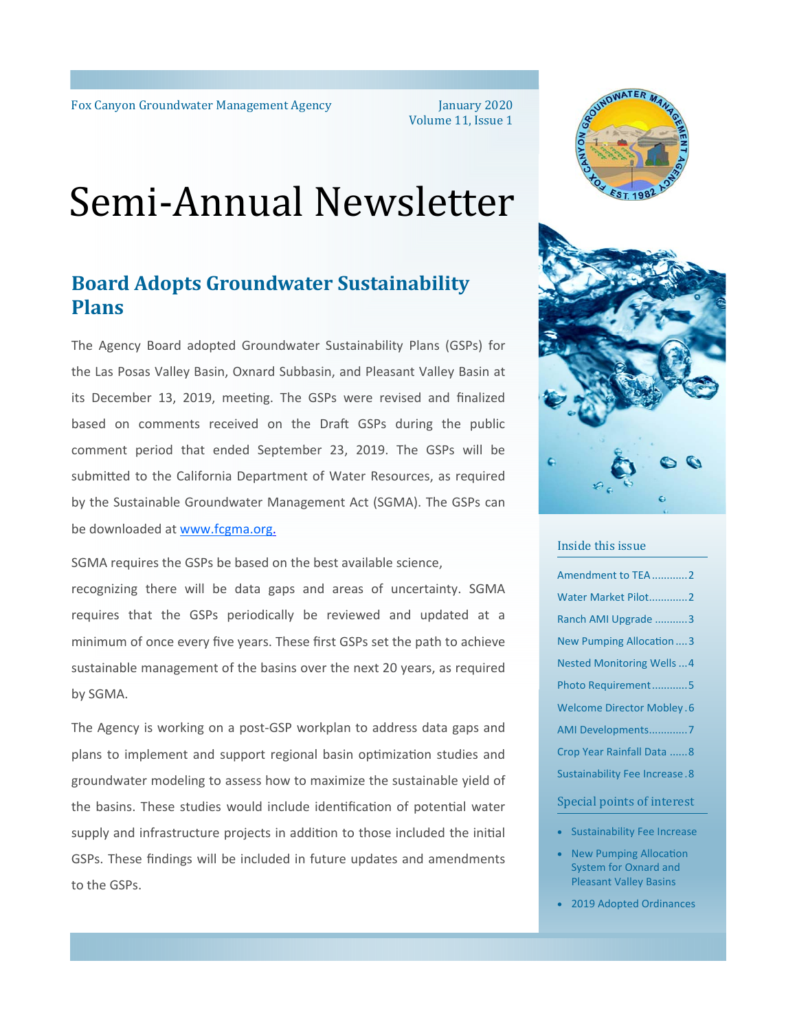Fox Canyon Groundwater Management Agency

January 2020
Volume 11, Issue 1

# Semi-Annual Newsletter

## Board Adopts Groundwater Sustainability Plans

The Agency Board adopted Groundwater Sustainability Plans (GSPs) for the Las Posas Valley Basin, Oxnard Subbasin, and Pleasant Valley Basin at its December 13, 2019, meeting. The GSPs were revised and finalized based on comments received on the Draft GSPs during the public comment period that ended September 23, 2019. The GSPs will be submitted to the California Department of Water Resources, as required by the Sustainable Groundwater Management Act (SGMA). The GSPs can be downloaded at [www.fcgma.org.](http://www.fcgma.org)

SGMA requires the GSPs be based on the best available science, recognizing there will be data gaps and areas of uncertainty. SGMA requires that the GSPs periodically be reviewed and updated at a minimum of once every five years. These first GSPs set the path to achieve sustainable management of the basins over the next 20 years, as required by SGMA.

The Agency is working on a post-GSP workplan to address data gaps and plans to implement and support regional basin optimization studies and groundwater modeling to assess how to maximize the sustainable yield of the basins. These studies would include identification of potential water supply and infrastructure projects in addition to those included the initial GSPs. These findings will be included in future updates and amendments to the GSPs.

### Inside this issue

- Amendment to TEA ............2
- Water Market Pilot.............2
- Ranch AMI Upgrade ...........3
- New Pumping Allocation ....3
- Nested Monitoring Wells ...4
- Photo Requirement............5
- Welcome Director Mobley .6
- AMI Developments............7
- Crop Year Rainfall Data ......8
- Sustainability Fee Increase .8

### Special points of interest

- Sustainability Fee Increase
- New Pumping Allocation System for Oxnard and Pleasant Valley Basins
- 2019 Adopted Ordinances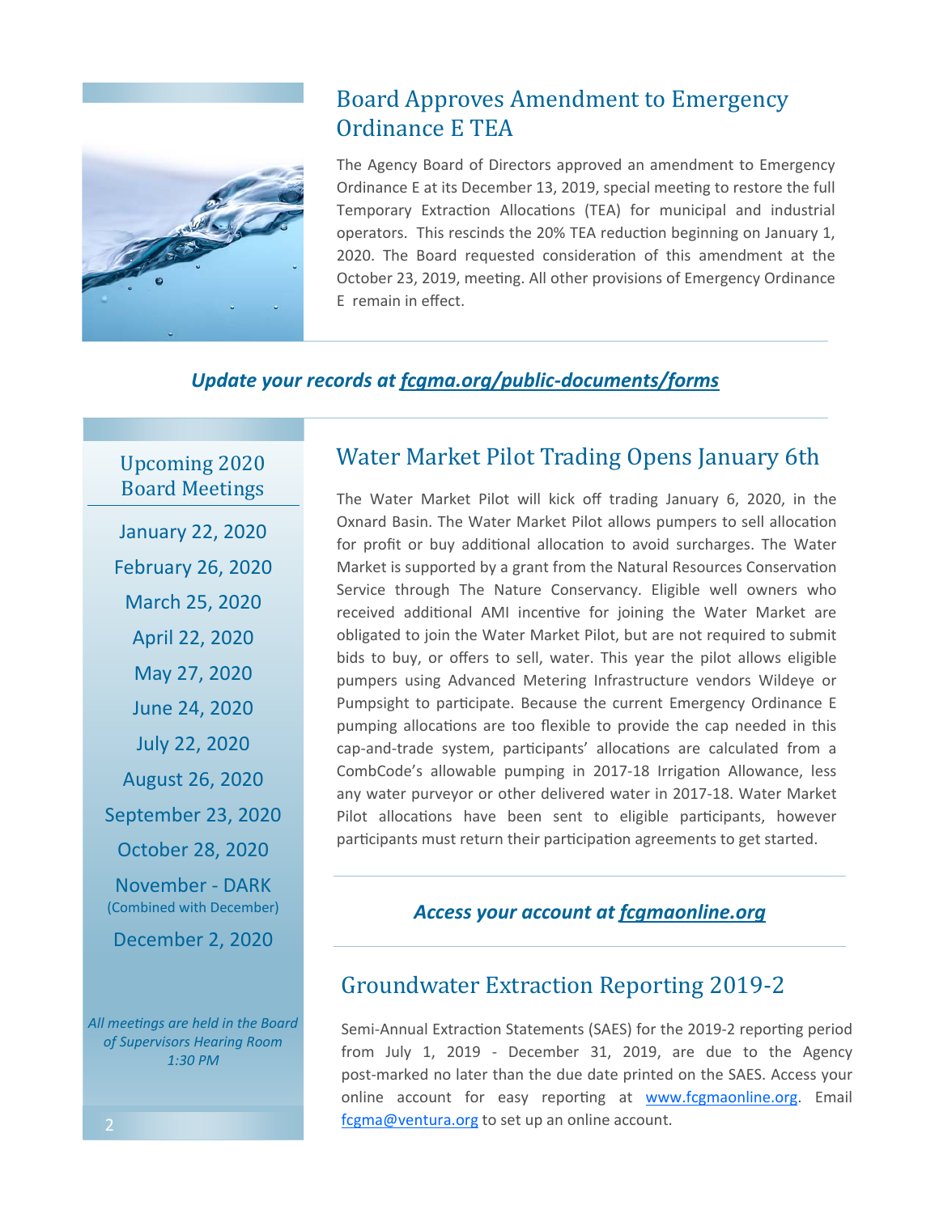## Board Approves Amendment to Emergency Ordinance E TEA

The Agency Board of Directors approved an amendment to Emergency Ordinance E at its December 13, 2019, special meeting to restore the full Temporary Extraction Allocations (TEA) for municipal and industrial operators. This rescinds the 20% TEA reduction beginning on January 1, 2020. The Board requested consideration of this amendment at the October 23, 2019, meeting. All other provisions of Emergency Ordinance E remain in effect.

***Update your records at [fcgma.org/public-documents/forms](fcgma.org/public-documents/forms)***

## Upcoming 2020 Board Meetings

January 22, 2020

February 26, 2020

March 25, 2020

April 22, 2020

May 27, 2020

June 24, 2020

July 22, 2020

August 26, 2020

September 23, 2020

October 28, 2020

November - DARK
(Combined with December)

December 2, 2020

*All meetings are held in the Board of Supervisors Hearing Room 1:30 PM*

## Water Market Pilot Trading Opens January 6th

The Water Market Pilot will kick off trading January 6, 2020, in the Oxnard Basin. The Water Market Pilot allows pumpers to sell allocation for profit or buy additional allocation to avoid surcharges. The Water Market is supported by a grant from the Natural Resources Conservation Service through The Nature Conservancy. Eligible well owners who received additional AMI incentive for joining the Water Market are obligated to join the Water Market Pilot, but are not required to submit bids to buy, or offers to sell, water. This year the pilot allows eligible pumpers using Advanced Metering Infrastructure vendors Wildeye or Pumpsight to participate. Because the current Emergency Ordinance E pumping allocations are too flexible to provide the cap needed in this cap-and-trade system, participants' allocations are calculated from a CombCode's allowable pumping in 2017-18 Irrigation Allowance, less any water purveyor or other delivered water in 2017-18. Water Market Pilot allocations have been sent to eligible participants, however participants must return their participation agreements to get started.

***Access your account at [fcgmaonline.org](fcgmaonline.org)***

## Groundwater Extraction Reporting 2019-2

Semi-Annual Extraction Statements (SAES) for the 2019-2 reporting period from July 1, 2019 - December 31, 2019, are due to the Agency post-marked no later than the due date printed on the SAES. Access your online account for easy reporting at [www.fcgmaonline.org](www.fcgmaonline.org). Email [fcgma@ventura.org](mailto:fcgma@ventura.org) to set up an online account.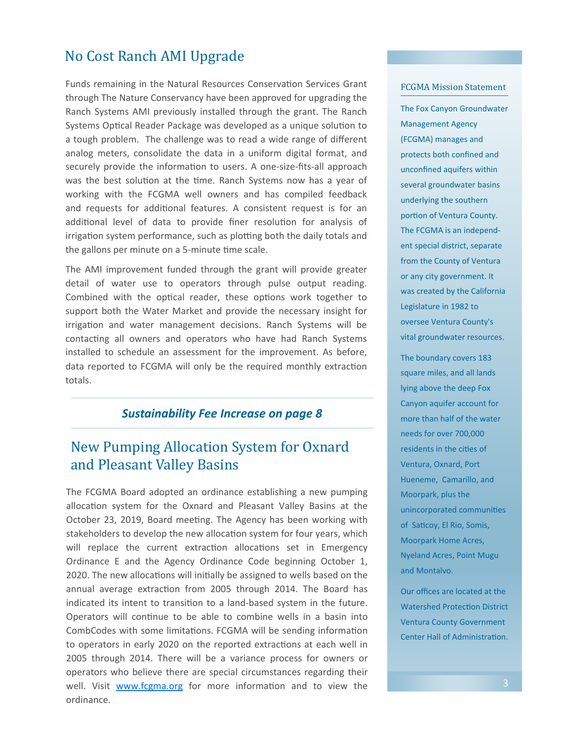## No Cost Ranch AMI Upgrade

Funds remaining in the Natural Resources Conservation Services Grant through The Nature Conservancy have been approved for upgrading the Ranch Systems AMI previously installed through the grant. The Ranch Systems Optical Reader Package was developed as a unique solution to a tough problem. The challenge was to read a wide range of different analog meters, consolidate the data in a uniform digital format, and securely provide the information to users. A one-size-fits-all approach was the best solution at the time. Ranch Systems now has a year of working with the FCGMA well owners and has compiled feedback and requests for additional features. A consistent request is for an additional level of data to provide finer resolution for analysis of irrigation system performance, such as plotting both the daily totals and the gallons per minute on a 5-minute time scale.

The AMI improvement funded through the grant will provide greater detail of water use to operators through pulse output reading. Combined with the optical reader, these options work together to support both the Water Market and provide the necessary insight for irrigation and water management decisions. Ranch Systems will be contacting all owners and operators who have had Ranch Systems installed to schedule an assessment for the improvement. As before, data reported to FCGMA will only be the required monthly extraction totals.

***Sustainability Fee Increase on page 8***

## New Pumping Allocation System for Oxnard and Pleasant Valley Basins

The FCGMA Board adopted an ordinance establishing a new pumping allocation system for the Oxnard and Pleasant Valley Basins at the October 23, 2019, Board meeting. The Agency has been working with stakeholders to develop the new allocation system for four years, which will replace the current extraction allocations set in Emergency Ordinance E and the Agency Ordinance Code beginning October 1, 2020. The new allocations will initially be assigned to wells based on the annual average extraction from 2005 through 2014. The Board has indicated its intent to transition to a land-based system in the future. Operators will continue to be able to combine wells in a basin into CombCodes with some limitations. FCGMA will be sending information to operators in early 2020 on the reported extractions at each well in 2005 through 2014. There will be a variance process for owners or operators who believe there are special circumstances regarding their well. Visit [www.fcgma.org](http://www.fcgma.org) for more information and to view the ordinance.

### FCGMA Mission Statement

The Fox Canyon Groundwater Management Agency (FCGMA) manages and protects both confined and unconfined aquifers within several groundwater basins underlying the southern portion of Ventura County. The FCGMA is an independent special district, separate from the County of Ventura or any city government. It was created by the California Legislature in 1982 to oversee Ventura County's vital groundwater resources.

The boundary covers 183 square miles, and all lands lying above the deep Fox Canyon aquifer account for more than half of the water needs for over 700,000 residents in the cities of Ventura, Oxnard, Port Hueneme, Camarillo, and Moorpark, plus the unincorporated communities of Saticoy, El Rio, Somis, Moorpark Home Acres, Nyeland Acres, Point Mugu and Montalvo.

Our offices are located at the Watershed Protection District Ventura County Government Center Hall of Administration.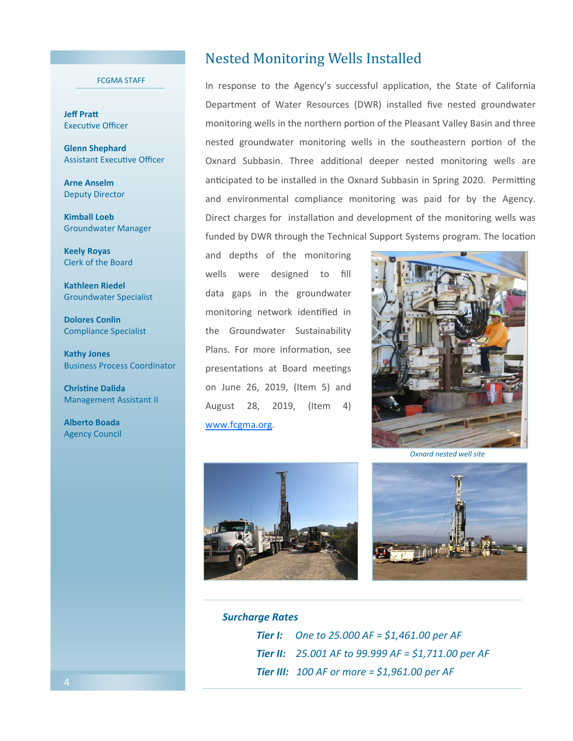FCGMA STAFF

**Jeff Pratt**
Executive Officer

**Glenn Shephard**
Assistant Executive Officer

**Arne Anselm**
Deputy Director

**Kimball Loeb**
Groundwater Manager

**Keely Royas**
Clerk of the Board

**Kathleen Riedel**
Groundwater Specialist

**Dolores Conlin**
Compliance Specialist

**Kathy Jones**
Business Process Coordinator

**Christine Dalida**
Management Assistant II

**Alberto Boada**
Agency Council

## Nested Monitoring Wells Installed

In response to the Agency's successful application, the State of California Department of Water Resources (DWR) installed five nested groundwater monitoring wells in the northern portion of the Pleasant Valley Basin and three nested groundwater monitoring wells in the southeastern portion of the Oxnard Subbasin. Three additional deeper nested monitoring wells are anticipated to be installed in the Oxnard Subbasin in Spring 2020. Permitting and environmental compliance monitoring was paid for by the Agency. Direct charges for installation and development of the monitoring wells was funded by DWR through the Technical Support Systems program. The location and depths of the monitoring wells were designed to fill data gaps in the groundwater monitoring network identified in the Groundwater Sustainability Plans. For more information, see presentations at Board meetings on June 26, 2019, (Item 5) and August 28, 2019, (Item 4) www.fcgma.org.

*Oxnard nested well site*

***Surcharge Rates***

***Tier I:*** *One to 25.000 AF = $1,461.00 per AF*

***Tier II:*** *25.001 AF to 99.999 AF = $1,711.00 per AF*

***Tier III:*** *100 AF or more = $1,961.00 per AF*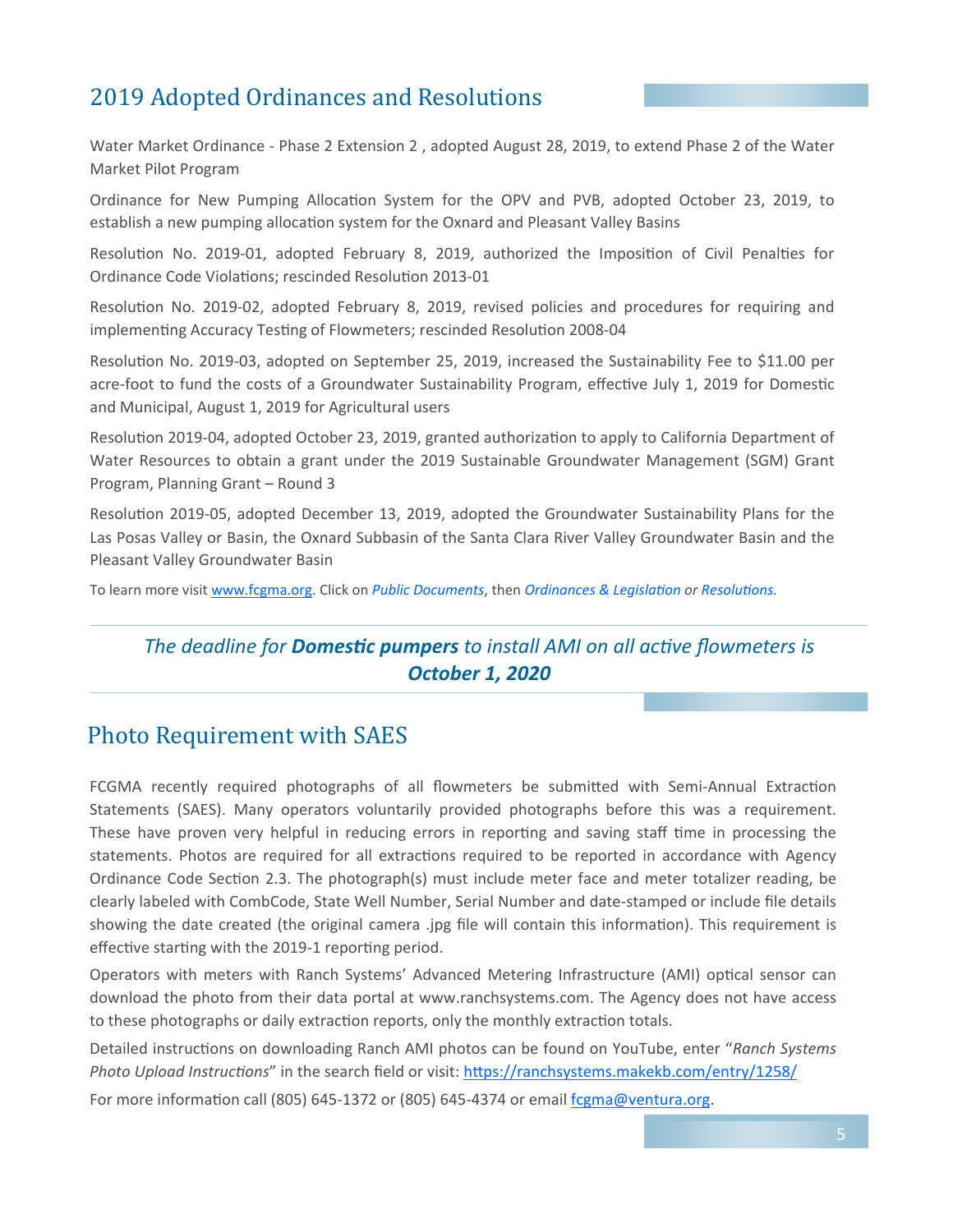## 2019 Adopted Ordinances and Resolutions

Water Market Ordinance - Phase 2 Extension 2 , adopted August 28, 2019, to extend Phase 2 of the Water Market Pilot Program

Ordinance for New Pumping Allocation System for the OPV and PVB, adopted October 23, 2019, to establish a new pumping allocation system for the Oxnard and Pleasant Valley Basins

Resolution No. 2019-01, adopted February 8, 2019, authorized the Imposition of Civil Penalties for Ordinance Code Violations; rescinded Resolution 2013-01

Resolution No. 2019-02, adopted February 8, 2019, revised policies and procedures for requiring and implementing Accuracy Testing of Flowmeters; rescinded Resolution 2008-04

Resolution No. 2019-03, adopted on September 25, 2019, increased the Sustainability Fee to $11.00 per acre-foot to fund the costs of a Groundwater Sustainability Program, effective July 1, 2019 for Domestic and Municipal, August 1, 2019 for Agricultural users

Resolution 2019-04, adopted October 23, 2019, granted authorization to apply to California Department of Water Resources to obtain a grant under the 2019 Sustainable Groundwater Management (SGM) Grant Program, Planning Grant – Round 3

Resolution 2019-05, adopted December 13, 2019, adopted the Groundwater Sustainability Plans for the Las Posas Valley or Basin, the Oxnard Subbasin of the Santa Clara River Valley Groundwater Basin and the Pleasant Valley Groundwater Basin

To learn more visit www.fcgma.org. Click on *Public Documents*, then *Ordinances & Legislation* or *Resolutions.*

---

*The deadline for **Domestic pumpers** to install AMI on all active flowmeters is **October 1, 2020***

---

## Photo Requirement with SAES

FCGMA recently required photographs of all flowmeters be submitted with Semi-Annual Extraction Statements (SAES). Many operators voluntarily provided photographs before this was a requirement. These have proven very helpful in reducing errors in reporting and saving staff time in processing the statements. Photos are required for all extractions required to be reported in accordance with Agency Ordinance Code Section 2.3. The photograph(s) must include meter face and meter totalizer reading, be clearly labeled with CombCode, State Well Number, Serial Number and date-stamped or include file details showing the date created (the original camera .jpg file will contain this information). This requirement is effective starting with the 2019-1 reporting period.

Operators with meters with Ranch Systems' Advanced Metering Infrastructure (AMI) optical sensor can download the photo from their data portal at www.ranchsystems.com. The Agency does not have access to these photographs or daily extraction reports, only the monthly extraction totals.

Detailed instructions on downloading Ranch AMI photos can be found on YouTube, enter "*Ranch Systems Photo Upload Instructions*" in the search field or visit: https://ranchsystems.makekb.com/entry/1258/

For more information call (805) 645-1372 or (805) 645-4374 or email fcgma@ventura.org.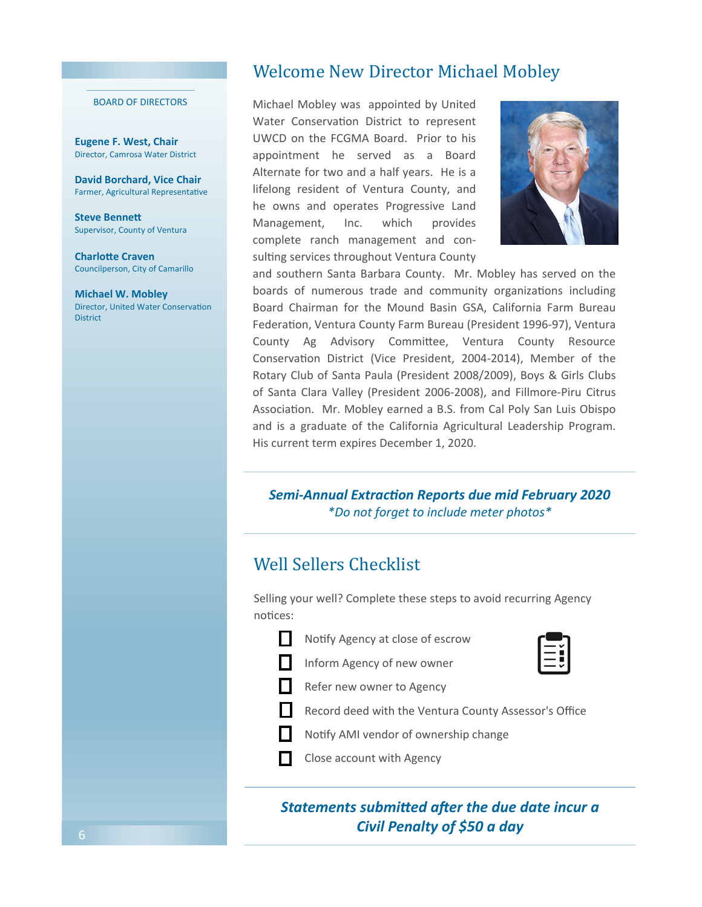BOARD OF DIRECTORS

**Eugene F. West, Chair**
Director, Camrosa Water District

**David Borchard, Vice Chair**
Farmer, Agricultural Representative

**Steve Bennett**
Supervisor, County of Ventura

**Charlotte Craven**
Councilperson, City of Camarillo

**Michael W. Mobley**
Director, United Water Conservation District

## Welcome New Director Michael Mobley

Michael Mobley was appointed by United Water Conservation District to represent UWCD on the FCGMA Board. Prior to his appointment he served as a Board Alternate for two and a half years. He is a lifelong resident of Ventura County, and he owns and operates Progressive Land Management, Inc. which provides complete ranch management and consulting services throughout Ventura County and southern Santa Barbara County. Mr. Mobley has served on the boards of numerous trade and community organizations including Board Chairman for the Mound Basin GSA, California Farm Bureau Federation, Ventura County Farm Bureau (President 1996-97), Ventura County Ag Advisory Committee, Ventura County Resource Conservation District (Vice President, 2004-2014), Member of the Rotary Club of Santa Paula (President 2008/2009), Boys & Girls Clubs of Santa Clara Valley (President 2006-2008), and Fillmore-Piru Citrus Association. Mr. Mobley earned a B.S. from Cal Poly San Luis Obispo and is a graduate of the California Agricultural Leadership Program. His current term expires December 1, 2020.

***Semi-Annual Extraction Reports due mid February 2020***
*\*Do not forget to include meter photos\**

## Well Sellers Checklist

Selling your well? Complete these steps to avoid recurring Agency notices:

- [ ] Notify Agency at close of escrow
- [ ] Inform Agency of new owner
- [ ] Refer new owner to Agency
- [ ] Record deed with the Ventura County Assessor's Office
- [ ] Notify AMI vendor of ownership change
- [ ] Close account with Agency

***Statements submitted after the due date incur a Civil Penalty of $50 a day***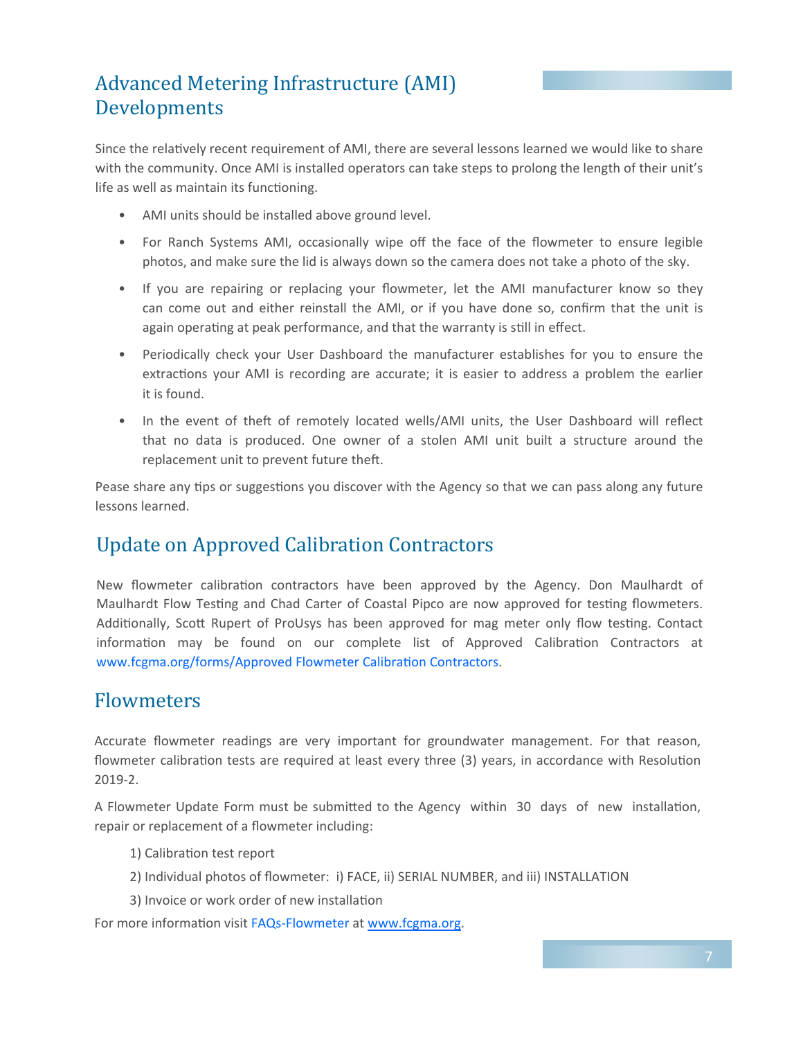## Advanced Metering Infrastructure (AMI) Developments

Since the relatively recent requirement of AMI, there are several lessons learned we would like to share with the community. Once AMI is installed operators can take steps to prolong the length of their unit's life as well as maintain its functioning.

- AMI units should be installed above ground level.
- For Ranch Systems AMI, occasionally wipe off the face of the flowmeter to ensure legible photos, and make sure the lid is always down so the camera does not take a photo of the sky.
- If you are repairing or replacing your flowmeter, let the AMI manufacturer know so they can come out and either reinstall the AMI, or if you have done so, confirm that the unit is again operating at peak performance, and that the warranty is still in effect.
- Periodically check your User Dashboard the manufacturer establishes for you to ensure the extractions your AMI is recording are accurate; it is easier to address a problem the earlier it is found.
- In the event of theft of remotely located wells/AMI units, the User Dashboard will reflect that no data is produced. One owner of a stolen AMI unit built a structure around the replacement unit to prevent future theft.

Pease share any tips or suggestions you discover with the Agency so that we can pass along any future lessons learned.

## Update on Approved Calibration Contractors

New flowmeter calibration contractors have been approved by the Agency. Don Maulhardt of Maulhardt Flow Testing and Chad Carter of Coastal Pipco are now approved for testing flowmeters. Additionally, Scott Rupert of ProUsys has been approved for mag meter only flow testing. Contact information may be found on our complete list of Approved Calibration Contractors at www.fcgma.org/forms/Approved Flowmeter Calibration Contractors.

## Flowmeters

Accurate flowmeter readings are very important for groundwater management. For that reason, flowmeter calibration tests are required at least every three (3) years, in accordance with Resolution 2019-2.

A Flowmeter Update Form must be submitted to the Agency within 30 days of new installation, repair or replacement of a flowmeter including:

1) Calibration test report

2) Individual photos of flowmeter: i) FACE, ii) SERIAL NUMBER, and iii) INSTALLATION

3) Invoice or work order of new installation

For more information visit FAQs-Flowmeter at www.fcgma.org.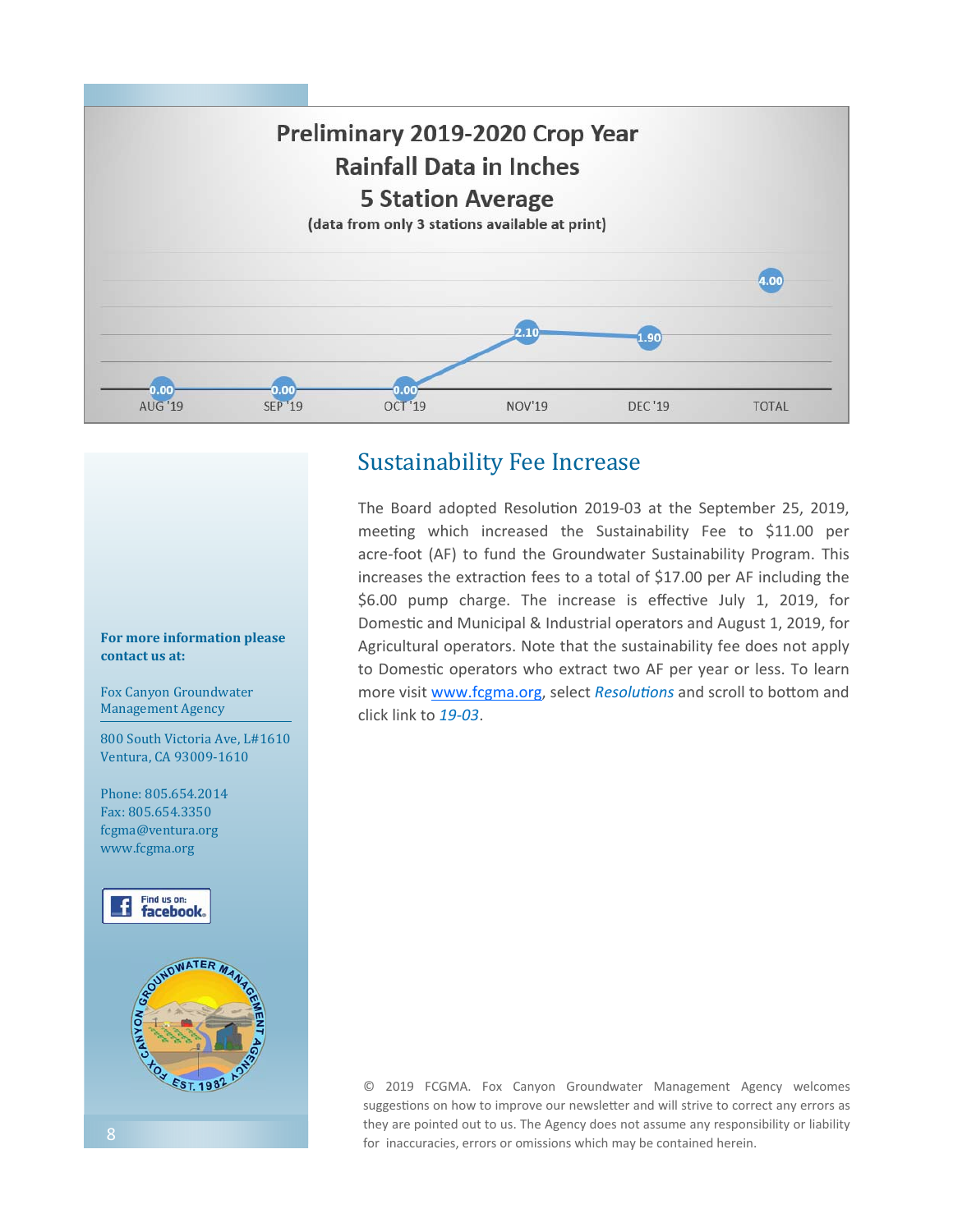Preliminary 2019-2020 Crop Year
Rainfall Data in Inches
5 Station Average
(data from only 3 stations available at print)

0.00
0.00
0.00
2.10
1.90
4.00

AUG '19
SEP '19
OCT '19
NOV'19
DEC '19
TOTAL

## Sustainability Fee Increase

The Board adopted Resolution 2019-03 at the September 25, 2019, meeting which increased the Sustainability Fee to $11.00 per acre-foot (AF) to fund the Groundwater Sustainability Program. This increases the extraction fees to a total of $17.00 per AF including the $6.00 pump charge. The increase is effective July 1, 2019, for Domestic and Municipal & Industrial operators and August 1, 2019, for Agricultural operators. Note that the sustainability fee does not apply to Domestic operators who extract two AF per year or less. To learn more visit [www.fcgma.org](http://www.fcgma.org), select *Resolutions* and scroll to bottom and click link to *19-03*.

**For more information please contact us at:**

Fox Canyon Groundwater Management Agency

800 South Victoria Ave, L#1610
Ventura, CA 93009-1610

Phone: 805.654.2014
Fax: 805.654.3350
fcgma@ventura.org
www.fcgma.org

Find us on: facebook.

© 2019 FCGMA. Fox Canyon Groundwater Management Agency welcomes suggestions on how to improve our newsletter and will strive to correct any errors as they are pointed out to us. The Agency does not assume any responsibility or liability for inaccuracies, errors or omissions which may be contained herein.